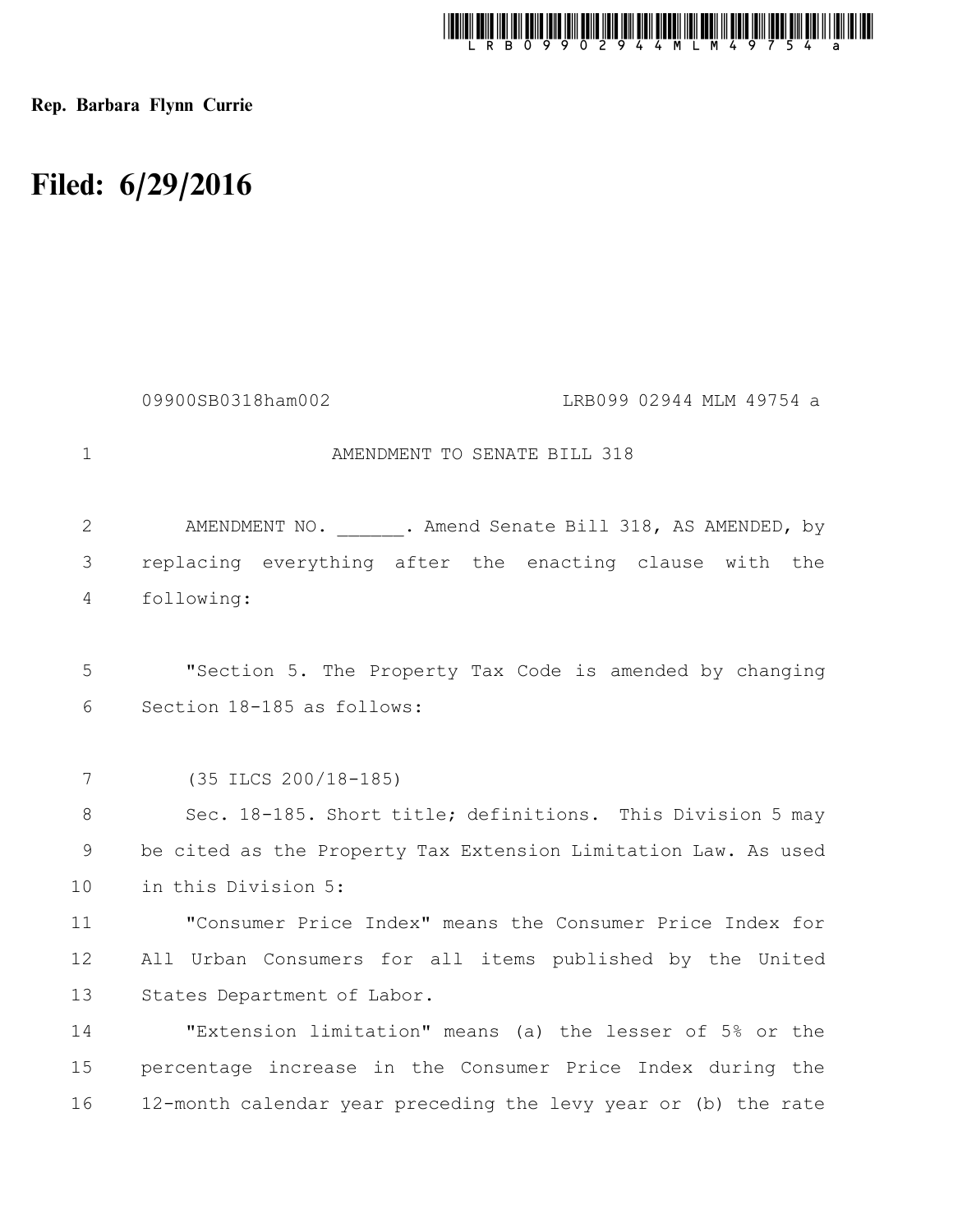Rep. Barbara Flynn Currie

# Filed: 6/29/2016

09900SB0318ham002 LRB099 02944 MLM 49754 a

AMENDMENT TO SENATE BILL 318

AMENDMENT NO. ______. Amend Senate Bill 318, AS AMENDED, by replacing everything after the enacting clause with the following:

"Section 5. The Property Tax Code is amended by changing Section 18-185 as follows:

(35 ILCS 200/18-185)

Sec. 18-185. Short title; definitions. This Division 5 may be cited as the Property Tax Extension Limitation Law. As used in this Division 5:

"Consumer Price Index" means the Consumer Price Index for All Urban Consumers for all items published by the United States Department of Labor.

"Extension limitation" means (a) the lesser of 5% or the percentage increase in the Consumer Price Index during the 12-month calendar year preceding the levy year or (b) the rate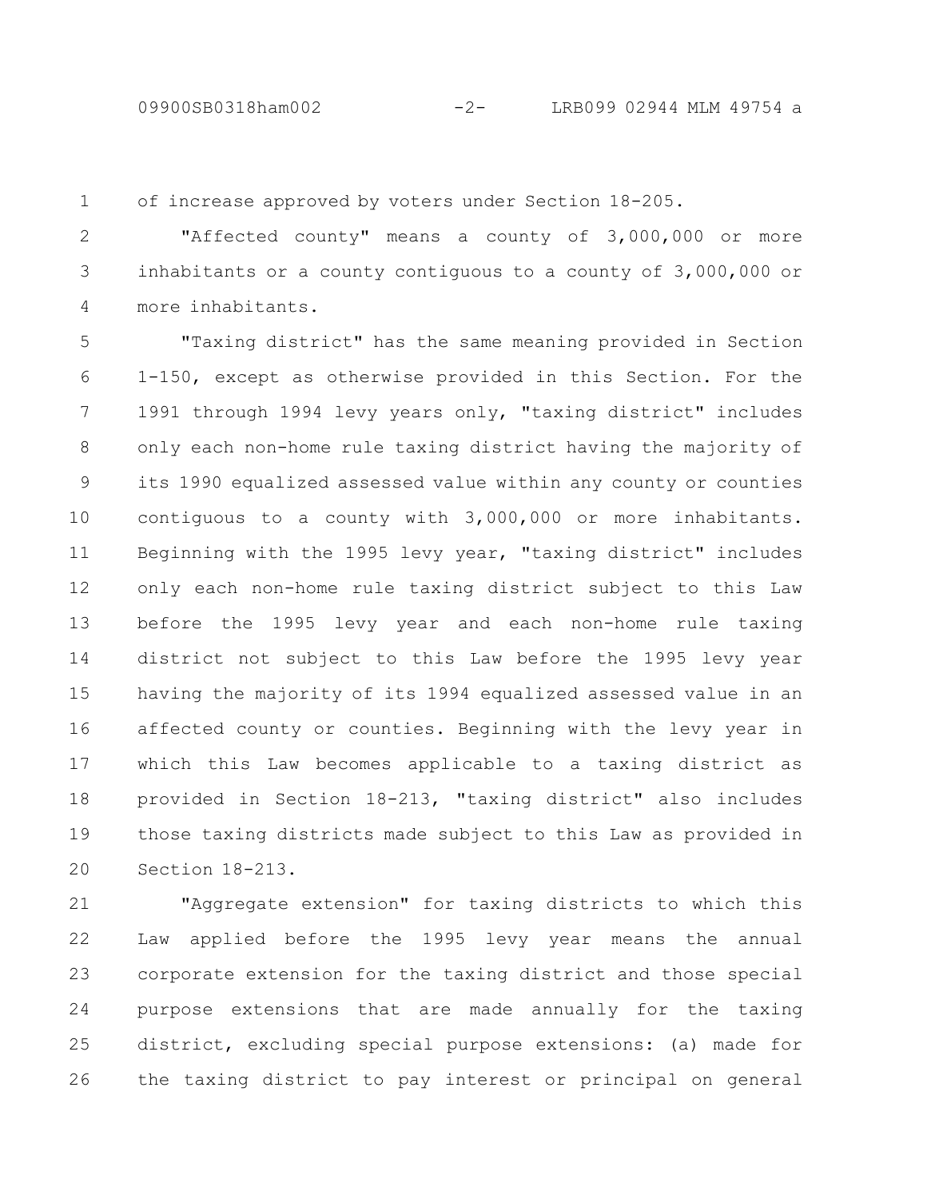of increase approved by voters under Section 18-205.

"Affected county" means a county of 3,000,000 or more inhabitants or a county contiguous to a county of 3,000,000 or more inhabitants.

"Taxing district" has the same meaning provided in Section 1-150, except as otherwise provided in this Section. For the 1991 through 1994 levy years only, "taxing district" includes only each non-home rule taxing district having the majority of its 1990 equalized assessed value within any county or counties contiguous to a county with 3,000,000 or more inhabitants. Beginning with the 1995 levy year, "taxing district" includes only each non-home rule taxing district subject to this Law before the 1995 levy year and each non-home rule taxing district not subject to this Law before the 1995 levy year having the majority of its 1994 equalized assessed value in an affected county or counties. Beginning with the levy year in which this Law becomes applicable to a taxing district as provided in Section 18-213, "taxing district" also includes those taxing districts made subject to this Law as provided in Section 18-213.

"Aggregate extension" for taxing districts to which this Law applied before the 1995 levy year means the annual corporate extension for the taxing district and those special purpose extensions that are made annually for the taxing district, excluding special purpose extensions: (a) made for the taxing district to pay interest or principal on general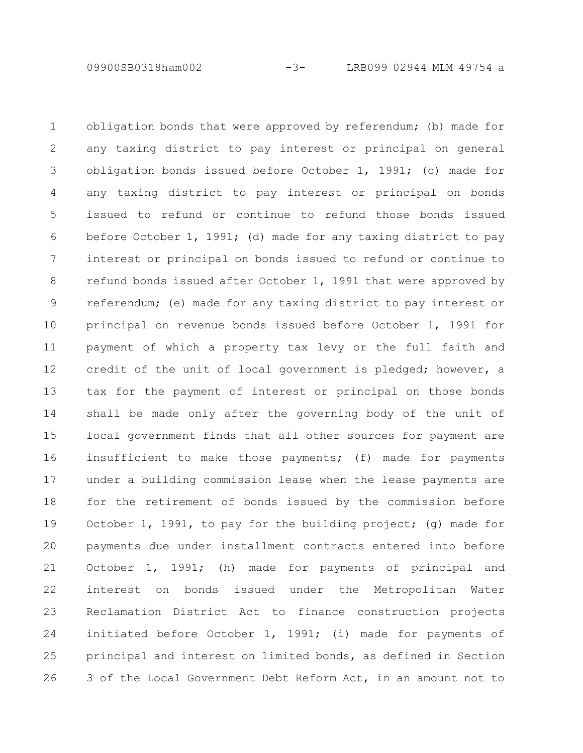obligation bonds that were approved by referendum; (b) made for any taxing district to pay interest or principal on general obligation bonds issued before October 1, 1991; (c) made for any taxing district to pay interest or principal on bonds issued to refund or continue to refund those bonds issued before October 1, 1991; (d) made for any taxing district to pay interest or principal on bonds issued to refund or continue to refund bonds issued after October 1, 1991 that were approved by referendum; (e) made for any taxing district to pay interest or principal on revenue bonds issued before October 1, 1991 for payment of which a property tax levy or the full faith and credit of the unit of local government is pledged; however, a tax for the payment of interest or principal on those bonds shall be made only after the governing body of the unit of local government finds that all other sources for payment are insufficient to make those payments; (f) made for payments under a building commission lease when the lease payments are for the retirement of bonds issued by the commission before October 1, 1991, to pay for the building project; (g) made for payments due under installment contracts entered into before October 1, 1991; (h) made for payments of principal and interest on bonds issued under the Metropolitan Water Reclamation District Act to finance construction projects initiated before October 1, 1991; (i) made for payments of principal and interest on limited bonds, as defined in Section 3 of the Local Government Debt Reform Act, in an amount not to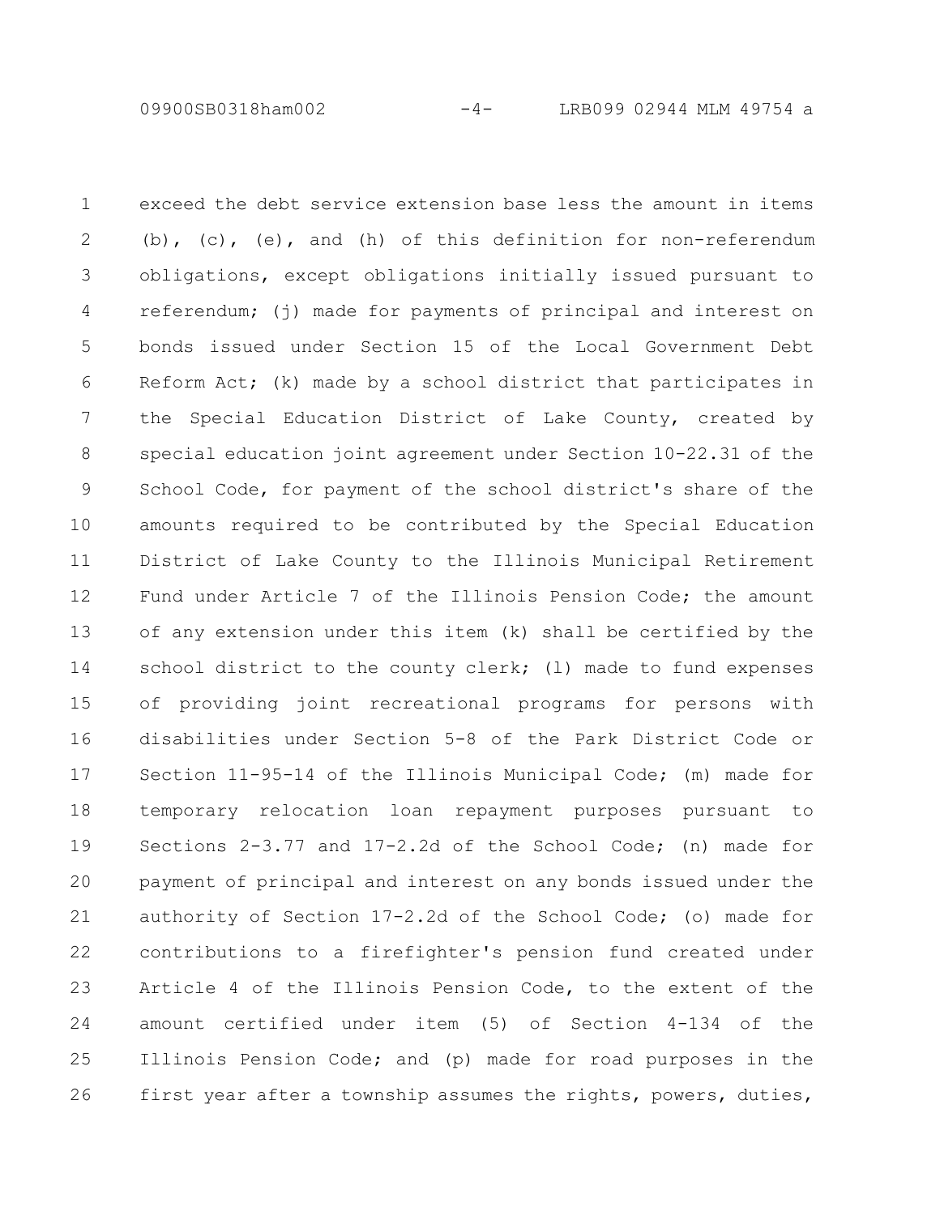exceed the debt service extension base less the amount in items (b), (c), (e), and (h) of this definition for non-referendum obligations, except obligations initially issued pursuant to referendum; (j) made for payments of principal and interest on bonds issued under Section 15 of the Local Government Debt Reform Act; (k) made by a school district that participates in the Special Education District of Lake County, created by special education joint agreement under Section 10-22.31 of the School Code, for payment of the school district's share of the amounts required to be contributed by the Special Education District of Lake County to the Illinois Municipal Retirement Fund under Article 7 of the Illinois Pension Code; the amount of any extension under this item (k) shall be certified by the school district to the county clerk; (l) made to fund expenses of providing joint recreational programs for persons with disabilities under Section 5-8 of the Park District Code or Section 11-95-14 of the Illinois Municipal Code; (m) made for temporary relocation loan repayment purposes pursuant to Sections 2-3.77 and 17-2.2d of the School Code; (n) made for payment of principal and interest on any bonds issued under the authority of Section 17-2.2d of the School Code; (o) made for contributions to a firefighter's pension fund created under Article 4 of the Illinois Pension Code, to the extent of the amount certified under item (5) of Section 4-134 of the Illinois Pension Code; and (p) made for road purposes in the first year after a township assumes the rights, powers, duties,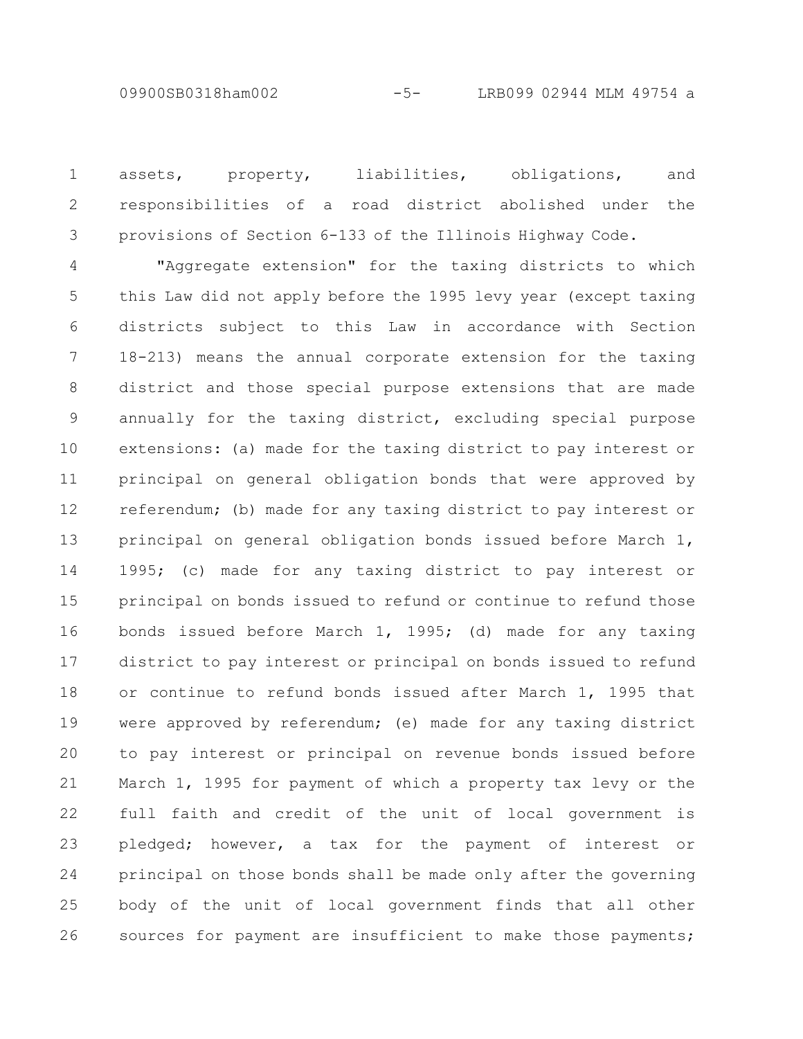assets, property, liabilities, obligations, and responsibilities of a road district abolished under the provisions of Section 6-133 of the Illinois Highway Code.

"Aggregate extension" for the taxing districts to which this Law did not apply before the 1995 levy year (except taxing districts subject to this Law in accordance with Section 18-213) means the annual corporate extension for the taxing district and those special purpose extensions that are made annually for the taxing district, excluding special purpose extensions: (a) made for the taxing district to pay interest or principal on general obligation bonds that were approved by referendum; (b) made for any taxing district to pay interest or principal on general obligation bonds issued before March 1, 1995; (c) made for any taxing district to pay interest or principal on bonds issued to refund or continue to refund those bonds issued before March 1, 1995; (d) made for any taxing district to pay interest or principal on bonds issued to refund or continue to refund bonds issued after March 1, 1995 that were approved by referendum; (e) made for any taxing district to pay interest or principal on revenue bonds issued before March 1, 1995 for payment of which a property tax levy or the full faith and credit of the unit of local government is pledged; however, a tax for the payment of interest or principal on those bonds shall be made only after the governing body of the unit of local government finds that all other sources for payment are insufficient to make those payments;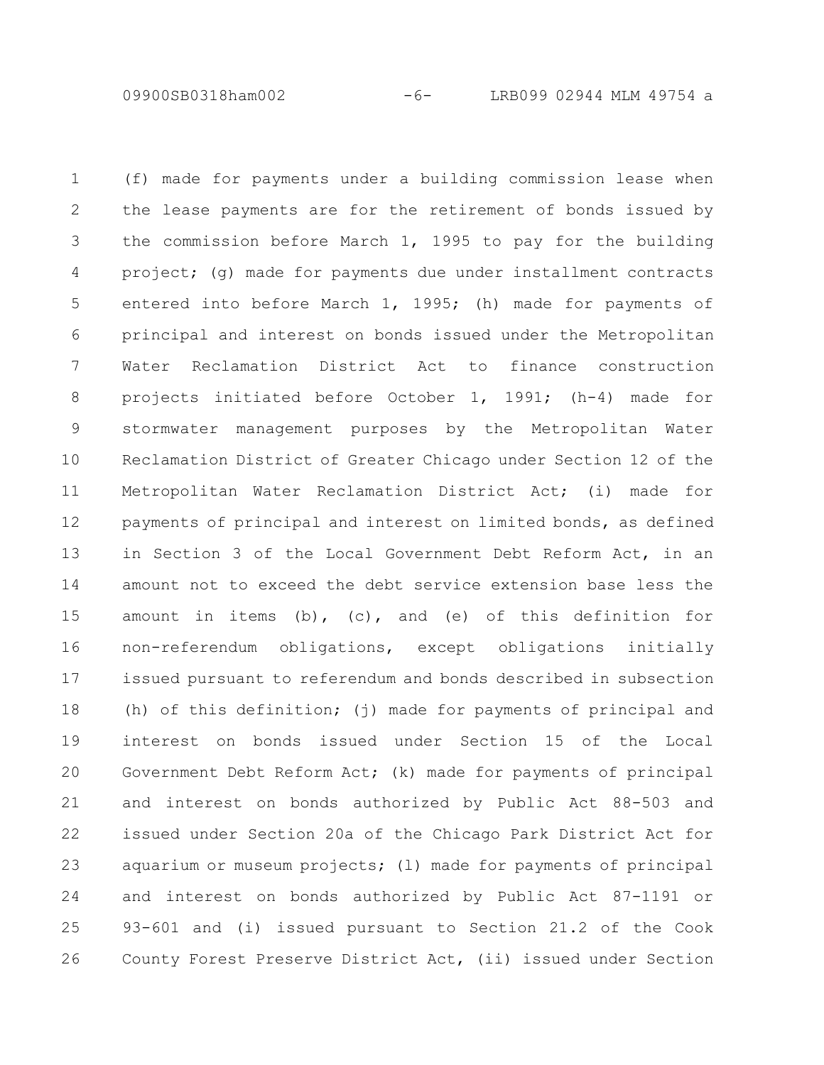(f) made for payments under a building commission lease when the lease payments are for the retirement of bonds issued by the commission before March 1, 1995 to pay for the building project; (g) made for payments due under installment contracts entered into before March 1, 1995; (h) made for payments of principal and interest on bonds issued under the Metropolitan Water Reclamation District Act to finance construction projects initiated before October 1, 1991; (h-4) made for stormwater management purposes by the Metropolitan Water Reclamation District of Greater Chicago under Section 12 of the Metropolitan Water Reclamation District Act; (i) made for payments of principal and interest on limited bonds, as defined in Section 3 of the Local Government Debt Reform Act, in an amount not to exceed the debt service extension base less the amount in items (b), (c), and (e) of this definition for non-referendum obligations, except obligations initially issued pursuant to referendum and bonds described in subsection (h) of this definition; (j) made for payments of principal and interest on bonds issued under Section 15 of the Local Government Debt Reform Act; (k) made for payments of principal and interest on bonds authorized by Public Act 88-503 and issued under Section 20a of the Chicago Park District Act for aquarium or museum projects; (l) made for payments of principal and interest on bonds authorized by Public Act 87-1191 or 93-601 and (i) issued pursuant to Section 21.2 of the Cook County Forest Preserve District Act, (ii) issued under Section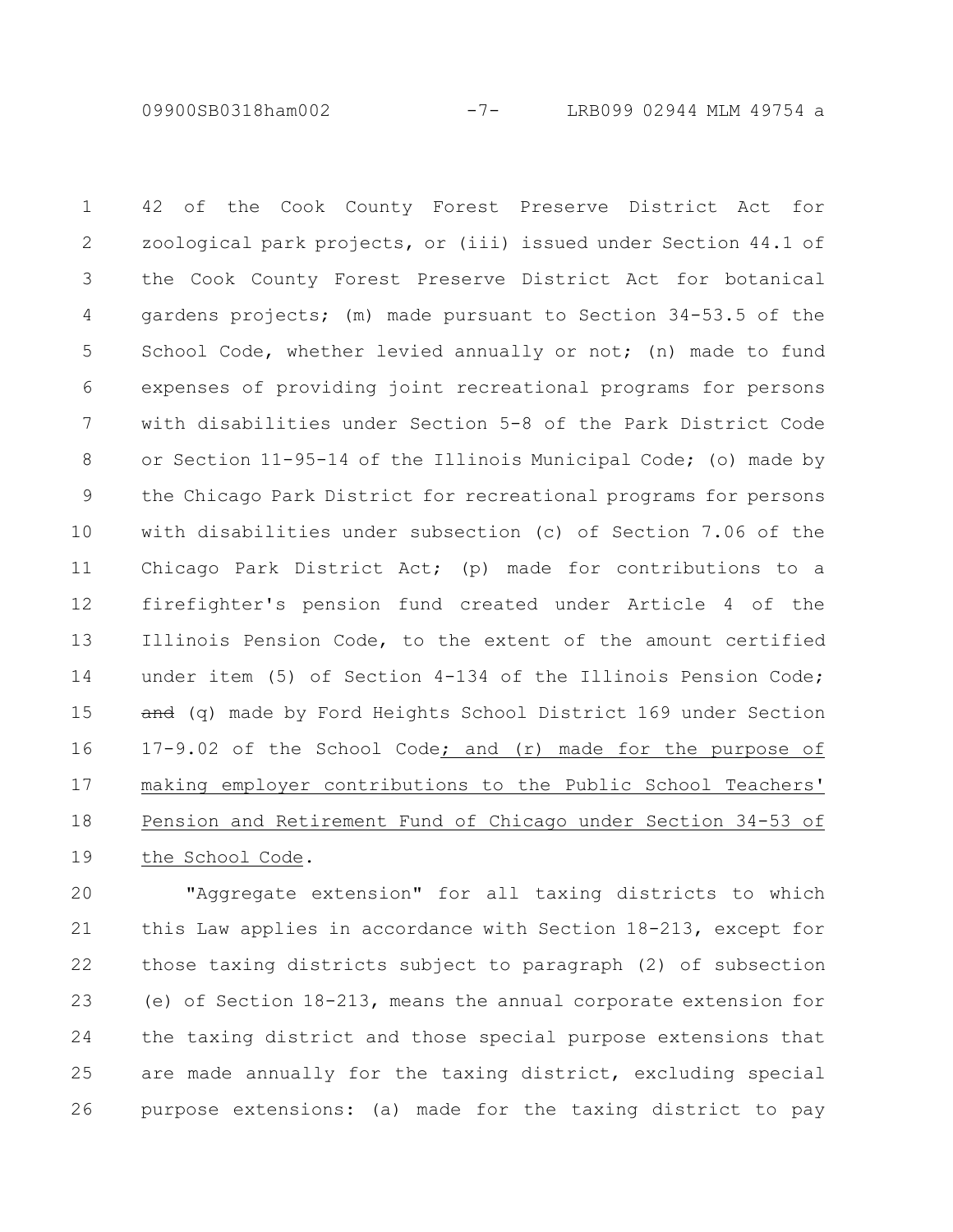42 of the Cook County Forest Preserve District Act for zoological park projects, or (iii) issued under Section 44.1 of the Cook County Forest Preserve District Act for botanical gardens projects; (m) made pursuant to Section 34-53.5 of the School Code, whether levied annually or not; (n) made to fund expenses of providing joint recreational programs for persons with disabilities under Section 5-8 of the Park District Code or Section 11-95-14 of the Illinois Municipal Code; (o) made by the Chicago Park District for recreational programs for persons with disabilities under subsection (c) of Section 7.06 of the Chicago Park District Act; (p) made for contributions to a firefighter's pension fund created under Article 4 of the Illinois Pension Code, to the extent of the amount certified under item (5) of Section 4-134 of the Illinois Pension Code; ~~and~~ (q) made by Ford Heights School District 169 under Section 17-9.02 of the School Code; and (r) made for the purpose of making employer contributions to the Public School Teachers' Pension and Retirement Fund of Chicago under Section 34-53 of the School Code.

"Aggregate extension" for all taxing districts to which this Law applies in accordance with Section 18-213, except for those taxing districts subject to paragraph (2) of subsection (e) of Section 18-213, means the annual corporate extension for the taxing district and those special purpose extensions that are made annually for the taxing district, excluding special purpose extensions: (a) made for the taxing district to pay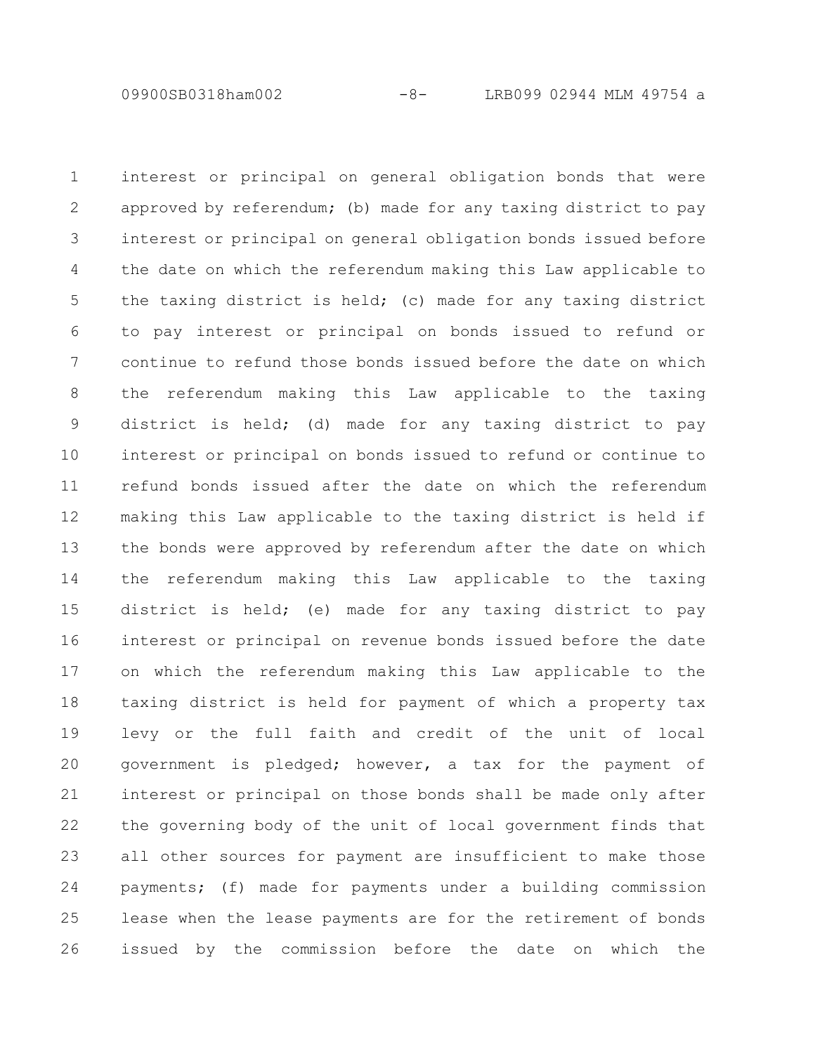interest or principal on general obligation bonds that were approved by referendum; (b) made for any taxing district to pay interest or principal on general obligation bonds issued before the date on which the referendum making this Law applicable to the taxing district is held; (c) made for any taxing district to pay interest or principal on bonds issued to refund or continue to refund those bonds issued before the date on which the referendum making this Law applicable to the taxing district is held; (d) made for any taxing district to pay interest or principal on bonds issued to refund or continue to refund bonds issued after the date on which the referendum making this Law applicable to the taxing district is held if the bonds were approved by referendum after the date on which the referendum making this Law applicable to the taxing district is held; (e) made for any taxing district to pay interest or principal on revenue bonds issued before the date on which the referendum making this Law applicable to the taxing district is held for payment of which a property tax levy or the full faith and credit of the unit of local government is pledged; however, a tax for the payment of interest or principal on those bonds shall be made only after the governing body of the unit of local government finds that all other sources for payment are insufficient to make those payments; (f) made for payments under a building commission lease when the lease payments are for the retirement of bonds issued by the commission before the date on which the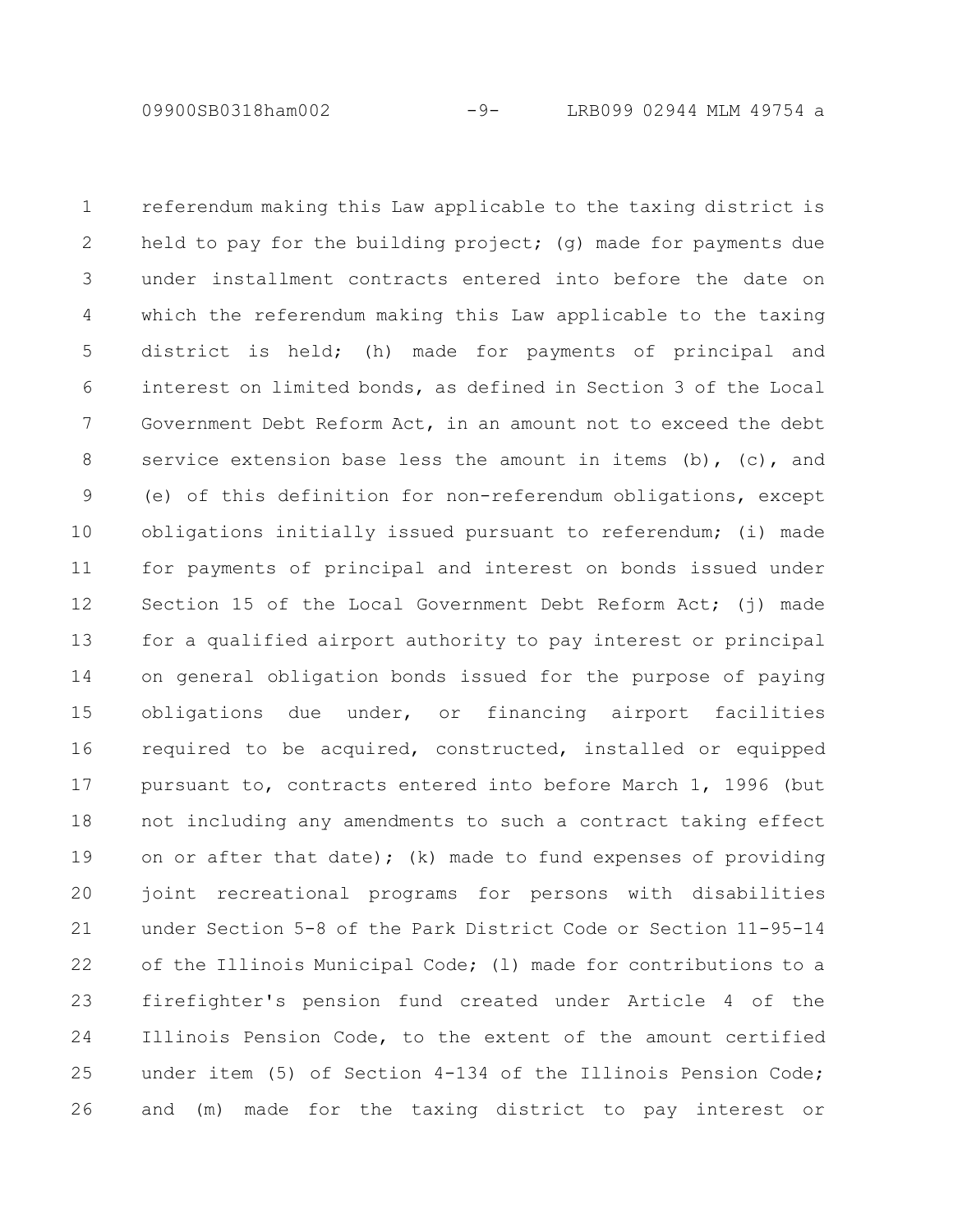referendum making this Law applicable to the taxing district is held to pay for the building project; (g) made for payments due under installment contracts entered into before the date on which the referendum making this Law applicable to the taxing district is held; (h) made for payments of principal and interest on limited bonds, as defined in Section 3 of the Local Government Debt Reform Act, in an amount not to exceed the debt service extension base less the amount in items (b), (c), and (e) of this definition for non-referendum obligations, except obligations initially issued pursuant to referendum; (i) made for payments of principal and interest on bonds issued under Section 15 of the Local Government Debt Reform Act; (j) made for a qualified airport authority to pay interest or principal on general obligation bonds issued for the purpose of paying obligations due under, or financing airport facilities required to be acquired, constructed, installed or equipped pursuant to, contracts entered into before March 1, 1996 (but not including any amendments to such a contract taking effect on or after that date); (k) made to fund expenses of providing joint recreational programs for persons with disabilities under Section 5-8 of the Park District Code or Section 11-95-14 of the Illinois Municipal Code; (l) made for contributions to a firefighter's pension fund created under Article 4 of the Illinois Pension Code, to the extent of the amount certified under item (5) of Section 4-134 of the Illinois Pension Code; and (m) made for the taxing district to pay interest or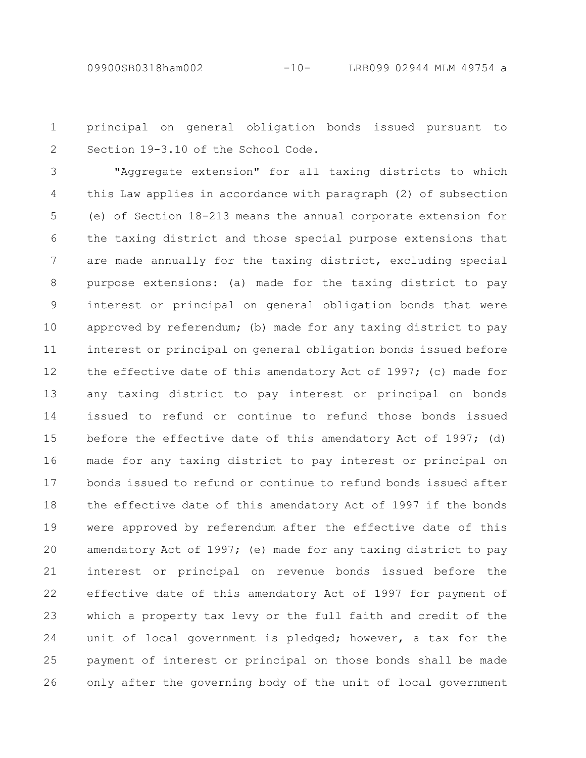principal on general obligation bonds issued pursuant to Section 19-3.10 of the School Code.

"Aggregate extension" for all taxing districts to which this Law applies in accordance with paragraph (2) of subsection (e) of Section 18-213 means the annual corporate extension for the taxing district and those special purpose extensions that are made annually for the taxing district, excluding special purpose extensions: (a) made for the taxing district to pay interest or principal on general obligation bonds that were approved by referendum; (b) made for any taxing district to pay interest or principal on general obligation bonds issued before the effective date of this amendatory Act of 1997; (c) made for any taxing district to pay interest or principal on bonds issued to refund or continue to refund those bonds issued before the effective date of this amendatory Act of 1997; (d) made for any taxing district to pay interest or principal on bonds issued to refund or continue to refund bonds issued after the effective date of this amendatory Act of 1997 if the bonds were approved by referendum after the effective date of this amendatory Act of 1997; (e) made for any taxing district to pay interest or principal on revenue bonds issued before the effective date of this amendatory Act of 1997 for payment of which a property tax levy or the full faith and credit of the unit of local government is pledged; however, a tax for the payment of interest or principal on those bonds shall be made only after the governing body of the unit of local government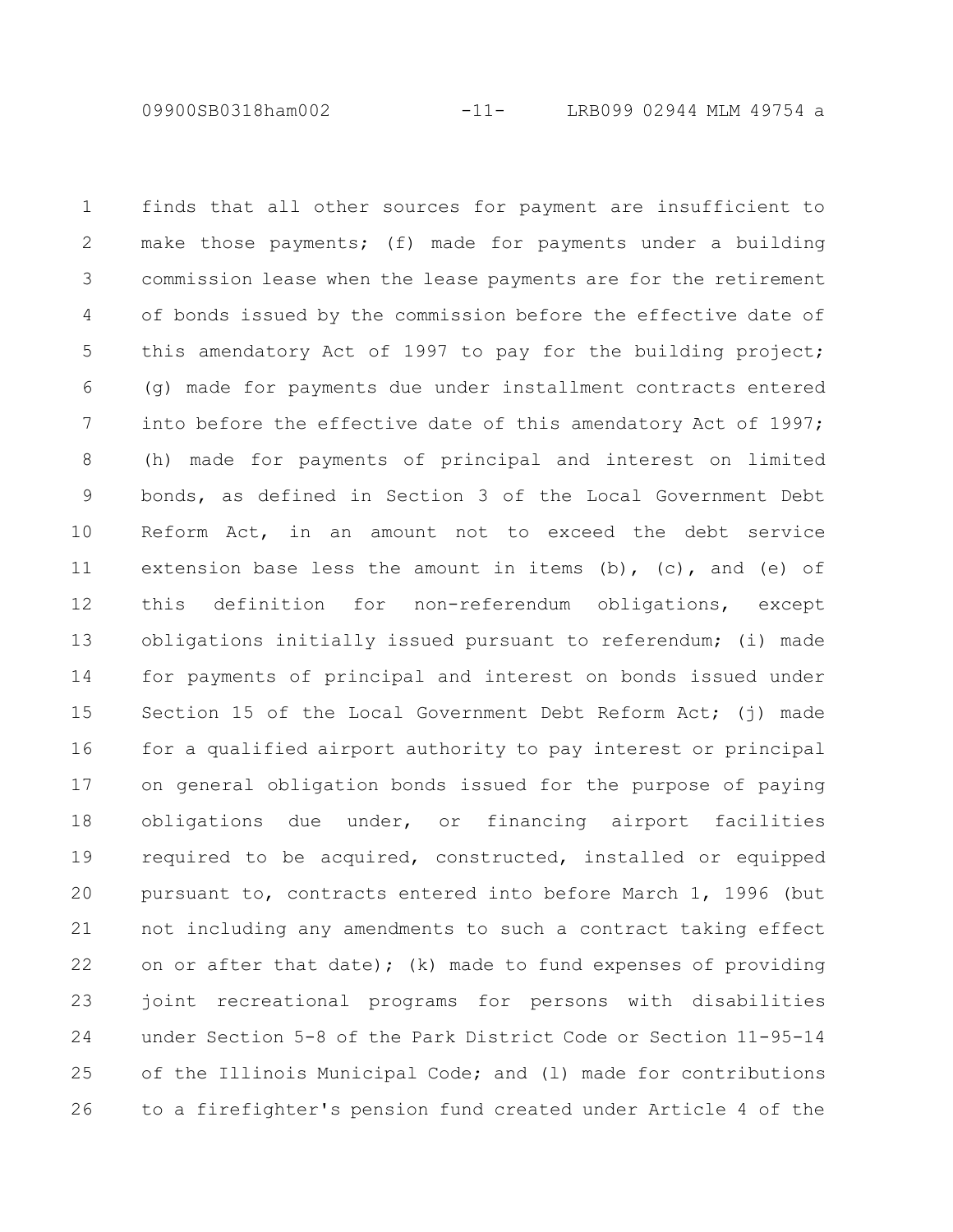finds that all other sources for payment are insufficient to make those payments; (f) made for payments under a building commission lease when the lease payments are for the retirement of bonds issued by the commission before the effective date of this amendatory Act of 1997 to pay for the building project; (g) made for payments due under installment contracts entered into before the effective date of this amendatory Act of 1997; (h) made for payments of principal and interest on limited bonds, as defined in Section 3 of the Local Government Debt Reform Act, in an amount not to exceed the debt service extension base less the amount in items (b), (c), and (e) of this definition for non-referendum obligations, except obligations initially issued pursuant to referendum; (i) made for payments of principal and interest on bonds issued under Section 15 of the Local Government Debt Reform Act; (j) made for a qualified airport authority to pay interest or principal on general obligation bonds issued for the purpose of paying obligations due under, or financing airport facilities required to be acquired, constructed, installed or equipped pursuant to, contracts entered into before March 1, 1996 (but not including any amendments to such a contract taking effect on or after that date); (k) made to fund expenses of providing joint recreational programs for persons with disabilities under Section 5-8 of the Park District Code or Section 11-95-14 of the Illinois Municipal Code; and (l) made for contributions to a firefighter's pension fund created under Article 4 of the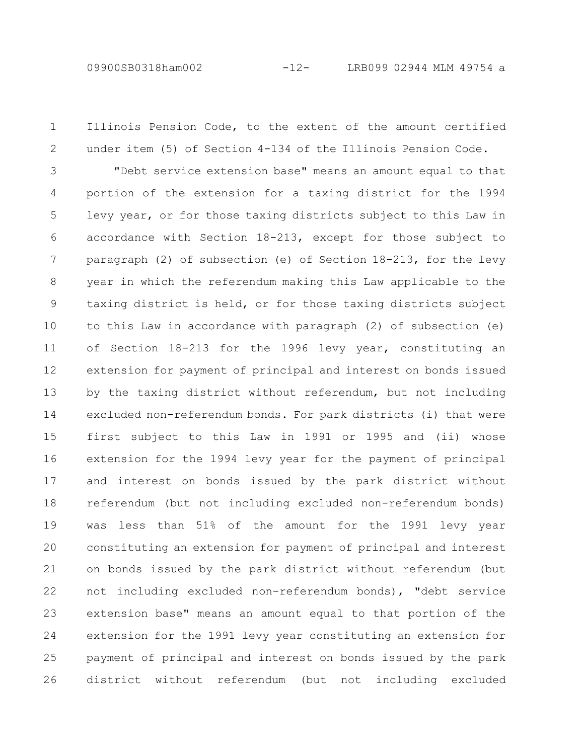Illinois Pension Code, to the extent of the amount certified under item (5) of Section 4-134 of the Illinois Pension Code.

"Debt service extension base" means an amount equal to that portion of the extension for a taxing district for the 1994 levy year, or for those taxing districts subject to this Law in accordance with Section 18-213, except for those subject to paragraph (2) of subsection (e) of Section 18-213, for the levy year in which the referendum making this Law applicable to the taxing district is held, or for those taxing districts subject to this Law in accordance with paragraph (2) of subsection (e) of Section 18-213 for the 1996 levy year, constituting an extension for payment of principal and interest on bonds issued by the taxing district without referendum, but not including excluded non-referendum bonds. For park districts (i) that were first subject to this Law in 1991 or 1995 and (ii) whose extension for the 1994 levy year for the payment of principal and interest on bonds issued by the park district without referendum (but not including excluded non-referendum bonds) was less than 51% of the amount for the 1991 levy year constituting an extension for payment of principal and interest on bonds issued by the park district without referendum (but not including excluded non-referendum bonds), "debt service extension base" means an amount equal to that portion of the extension for the 1991 levy year constituting an extension for payment of principal and interest on bonds issued by the park district without referendum (but not including excluded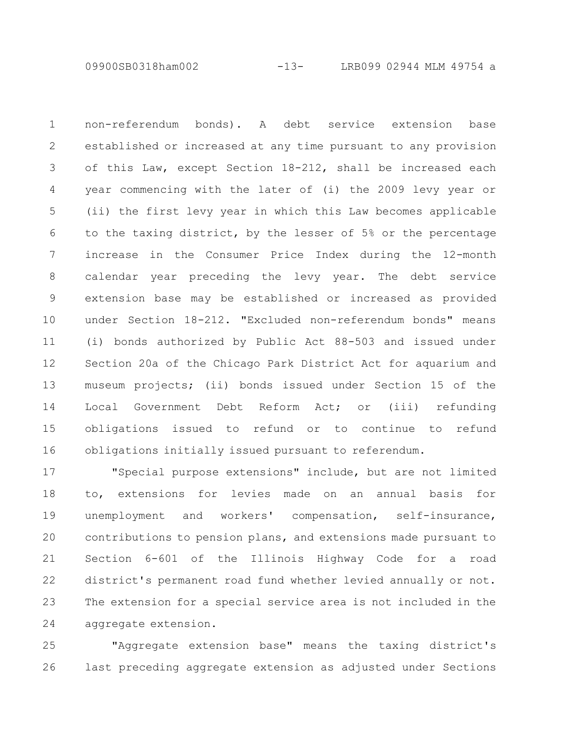non-referendum bonds). A debt service extension base established or increased at any time pursuant to any provision of this Law, except Section 18-212, shall be increased each year commencing with the later of (i) the 2009 levy year or (ii) the first levy year in which this Law becomes applicable to the taxing district, by the lesser of 5% or the percentage increase in the Consumer Price Index during the 12-month calendar year preceding the levy year. The debt service extension base may be established or increased as provided under Section 18-212. "Excluded non-referendum bonds" means (i) bonds authorized by Public Act 88-503 and issued under Section 20a of the Chicago Park District Act for aquarium and museum projects; (ii) bonds issued under Section 15 of the Local Government Debt Reform Act; or (iii) refunding obligations issued to refund or to continue to refund obligations initially issued pursuant to referendum.

"Special purpose extensions" include, but are not limited to, extensions for levies made on an annual basis for unemployment and workers' compensation, self-insurance, contributions to pension plans, and extensions made pursuant to Section 6-601 of the Illinois Highway Code for a road district's permanent road fund whether levied annually or not. The extension for a special service area is not included in the aggregate extension.

"Aggregate extension base" means the taxing district's last preceding aggregate extension as adjusted under Sections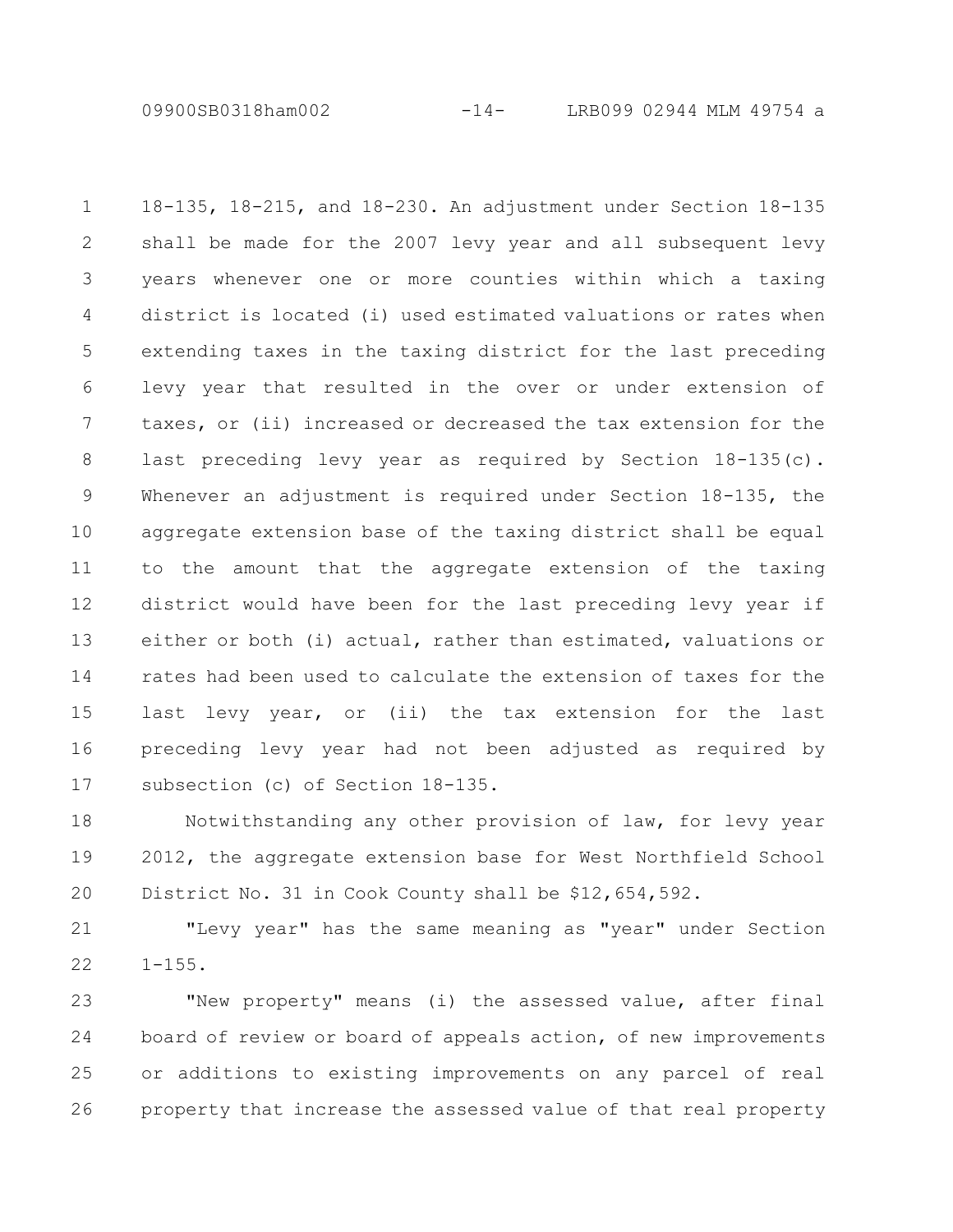18-135, 18-215, and 18-230. An adjustment under Section 18-135 shall be made for the 2007 levy year and all subsequent levy years whenever one or more counties within which a taxing district is located (i) used estimated valuations or rates when extending taxes in the taxing district for the last preceding levy year that resulted in the over or under extension of taxes, or (ii) increased or decreased the tax extension for the last preceding levy year as required by Section 18-135(c). Whenever an adjustment is required under Section 18-135, the aggregate extension base of the taxing district shall be equal to the amount that the aggregate extension of the taxing district would have been for the last preceding levy year if either or both (i) actual, rather than estimated, valuations or rates had been used to calculate the extension of taxes for the last levy year, or (ii) the tax extension for the last preceding levy year had not been adjusted as required by subsection (c) of Section 18-135.

Notwithstanding any other provision of law, for levy year 2012, the aggregate extension base for West Northfield School District No. 31 in Cook County shall be $12,654,592.

"Levy year" has the same meaning as "year" under Section 1-155.

"New property" means (i) the assessed value, after final board of review or board of appeals action, of new improvements or additions to existing improvements on any parcel of real property that increase the assessed value of that real property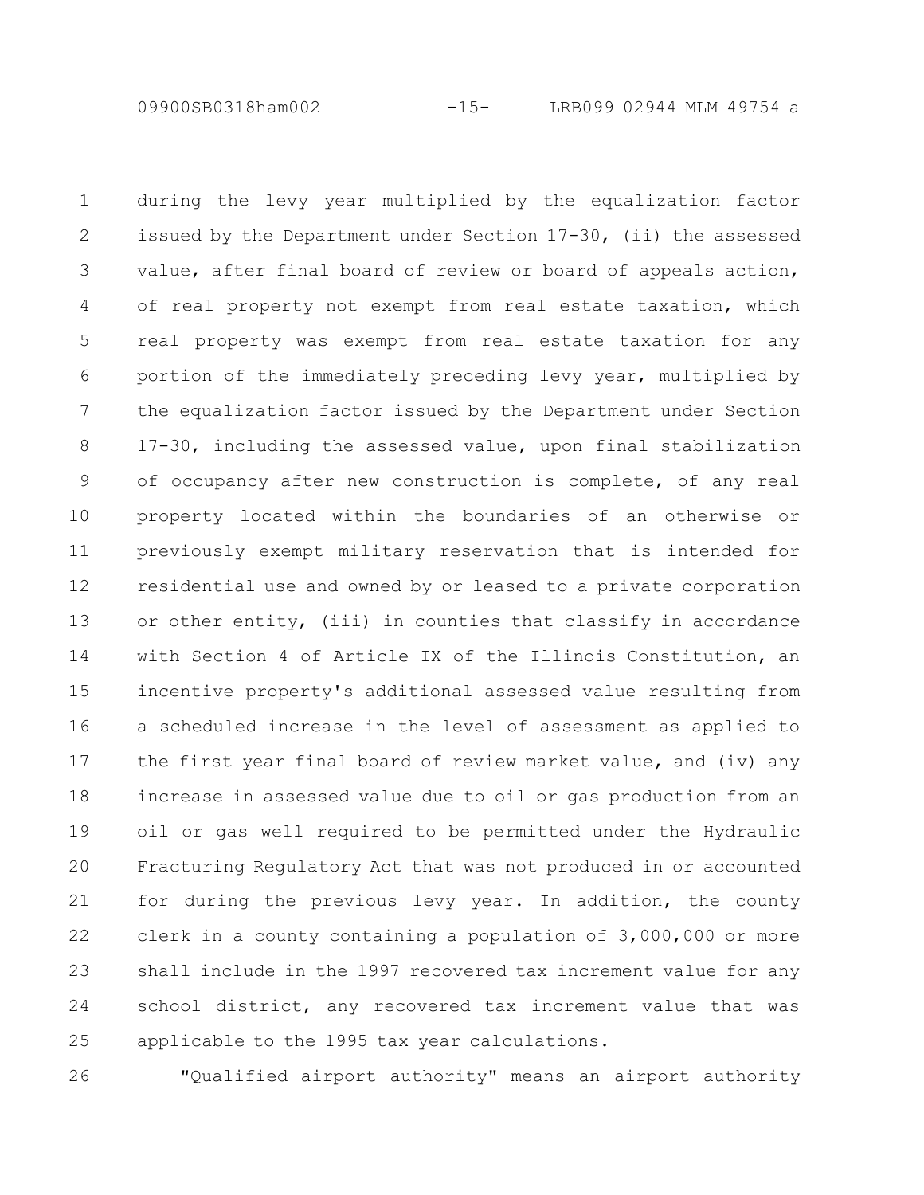during the levy year multiplied by the equalization factor issued by the Department under Section 17-30, (ii) the assessed value, after final board of review or board of appeals action, of real property not exempt from real estate taxation, which real property was exempt from real estate taxation for any portion of the immediately preceding levy year, multiplied by the equalization factor issued by the Department under Section 17-30, including the assessed value, upon final stabilization of occupancy after new construction is complete, of any real property located within the boundaries of an otherwise or previously exempt military reservation that is intended for residential use and owned by or leased to a private corporation or other entity, (iii) in counties that classify in accordance with Section 4 of Article IX of the Illinois Constitution, an incentive property's additional assessed value resulting from a scheduled increase in the level of assessment as applied to the first year final board of review market value, and (iv) any increase in assessed value due to oil or gas production from an oil or gas well required to be permitted under the Hydraulic Fracturing Regulatory Act that was not produced in or accounted for during the previous levy year. In addition, the county clerk in a county containing a population of 3,000,000 or more shall include in the 1997 recovered tax increment value for any school district, any recovered tax increment value that was applicable to the 1995 tax year calculations.

"Qualified airport authority" means an airport authority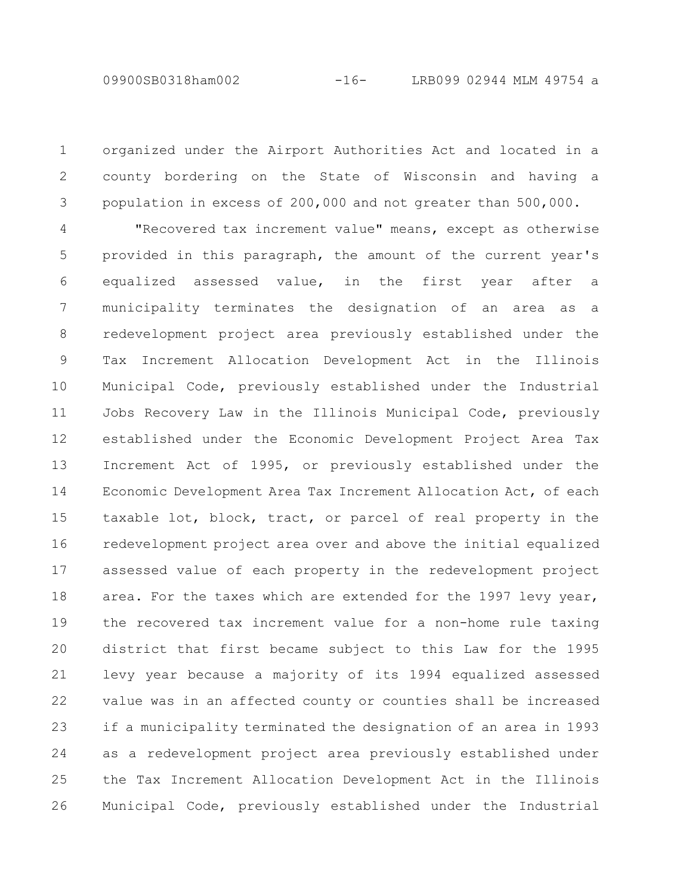organized under the Airport Authorities Act and located in a county bordering on the State of Wisconsin and having a population in excess of 200,000 and not greater than 500,000.

"Recovered tax increment value" means, except as otherwise provided in this paragraph, the amount of the current year's equalized assessed value, in the first year after a municipality terminates the designation of an area as a redevelopment project area previously established under the Tax Increment Allocation Development Act in the Illinois Municipal Code, previously established under the Industrial Jobs Recovery Law in the Illinois Municipal Code, previously established under the Economic Development Project Area Tax Increment Act of 1995, or previously established under the Economic Development Area Tax Increment Allocation Act, of each taxable lot, block, tract, or parcel of real property in the redevelopment project area over and above the initial equalized assessed value of each property in the redevelopment project area. For the taxes which are extended for the 1997 levy year, the recovered tax increment value for a non-home rule taxing district that first became subject to this Law for the 1995 levy year because a majority of its 1994 equalized assessed value was in an affected county or counties shall be increased if a municipality terminated the designation of an area in 1993 as a redevelopment project area previously established under the Tax Increment Allocation Development Act in the Illinois Municipal Code, previously established under the Industrial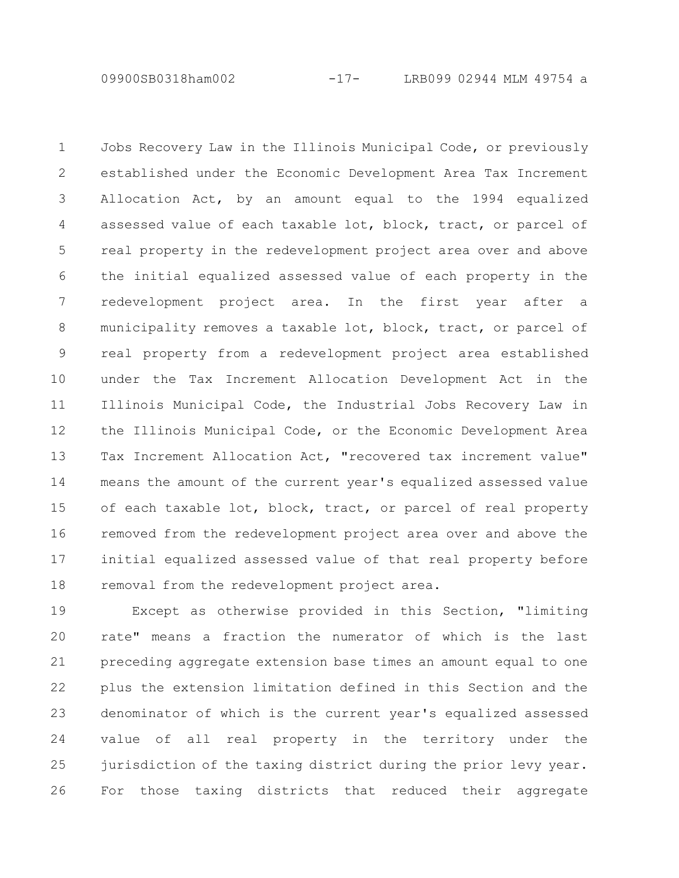Jobs Recovery Law in the Illinois Municipal Code, or previously established under the Economic Development Area Tax Increment Allocation Act, by an amount equal to the 1994 equalized assessed value of each taxable lot, block, tract, or parcel of real property in the redevelopment project area over and above the initial equalized assessed value of each property in the redevelopment project area. In the first year after a municipality removes a taxable lot, block, tract, or parcel of real property from a redevelopment project area established under the Tax Increment Allocation Development Act in the Illinois Municipal Code, the Industrial Jobs Recovery Law in the Illinois Municipal Code, or the Economic Development Area Tax Increment Allocation Act, "recovered tax increment value" means the amount of the current year's equalized assessed value of each taxable lot, block, tract, or parcel of real property removed from the redevelopment project area over and above the initial equalized assessed value of that real property before removal from the redevelopment project area.

Except as otherwise provided in this Section, "limiting rate" means a fraction the numerator of which is the last preceding aggregate extension base times an amount equal to one plus the extension limitation defined in this Section and the denominator of which is the current year's equalized assessed value of all real property in the territory under the jurisdiction of the taxing district during the prior levy year. For those taxing districts that reduced their aggregate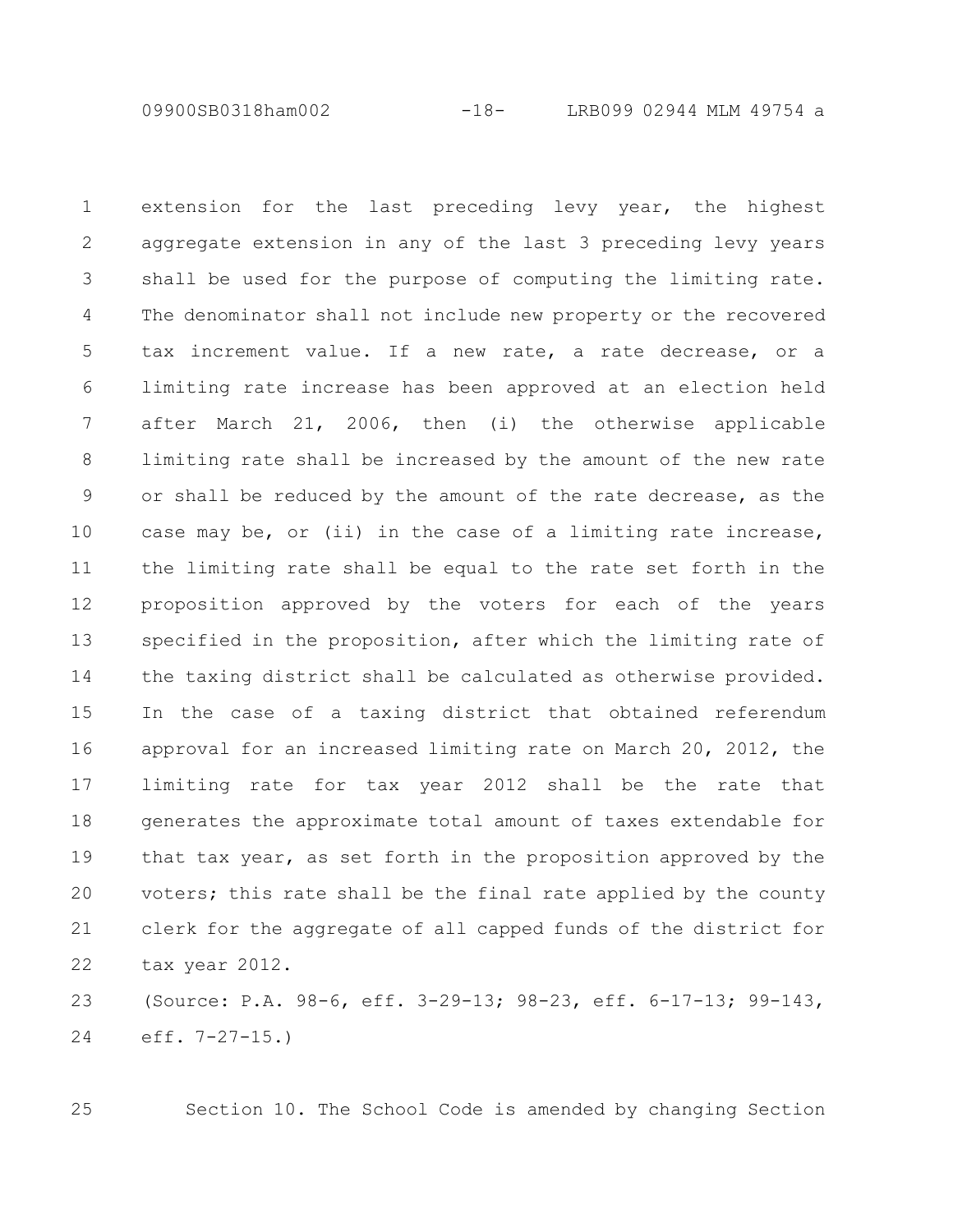extension for the last preceding levy year, the highest aggregate extension in any of the last 3 preceding levy years shall be used for the purpose of computing the limiting rate. The denominator shall not include new property or the recovered tax increment value. If a new rate, a rate decrease, or a limiting rate increase has been approved at an election held after March 21, 2006, then (i) the otherwise applicable limiting rate shall be increased by the amount of the new rate or shall be reduced by the amount of the rate decrease, as the case may be, or (ii) in the case of a limiting rate increase, the limiting rate shall be equal to the rate set forth in the proposition approved by the voters for each of the years specified in the proposition, after which the limiting rate of the taxing district shall be calculated as otherwise provided. In the case of a taxing district that obtained referendum approval for an increased limiting rate on March 20, 2012, the limiting rate for tax year 2012 shall be the rate that generates the approximate total amount of taxes extendable for that tax year, as set forth in the proposition approved by the voters; this rate shall be the final rate applied by the county clerk for the aggregate of all capped funds of the district for tax year 2012.

(Source: P.A. 98-6, eff. 3-29-13; 98-23, eff. 6-17-13; 99-143, eff. 7-27-15.)

Section 10. The School Code is amended by changing Section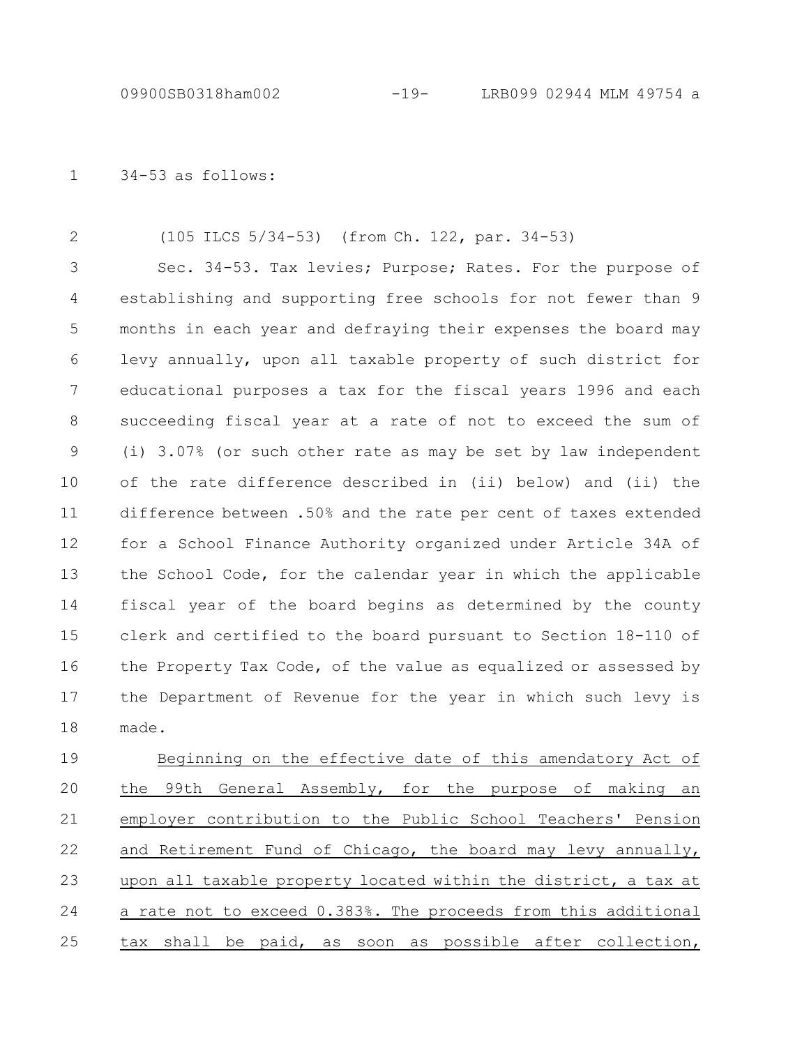34-53 as follows:

(105 ILCS 5/34-53) (from Ch. 122, par. 34-53)

Sec. 34-53. Tax levies; Purpose; Rates. For the purpose of establishing and supporting free schools for not fewer than 9 months in each year and defraying their expenses the board may levy annually, upon all taxable property of such district for educational purposes a tax for the fiscal years 1996 and each succeeding fiscal year at a rate of not to exceed the sum of (i) 3.07% (or such other rate as may be set by law independent of the rate difference described in (ii) below) and (ii) the difference between .50% and the rate per cent of taxes extended for a School Finance Authority organized under Article 34A of the School Code, for the calendar year in which the applicable fiscal year of the board begins as determined by the county clerk and certified to the board pursuant to Section 18-110 of the Property Tax Code, of the value as equalized or assessed by the Department of Revenue for the year in which such levy is made.

Beginning on the effective date of this amendatory Act of the 99th General Assembly, for the purpose of making an employer contribution to the Public School Teachers' Pension and Retirement Fund of Chicago, the board may levy annually, upon all taxable property located within the district, a tax at a rate not to exceed 0.383%. The proceeds from this additional tax shall be paid, as soon as possible after collection,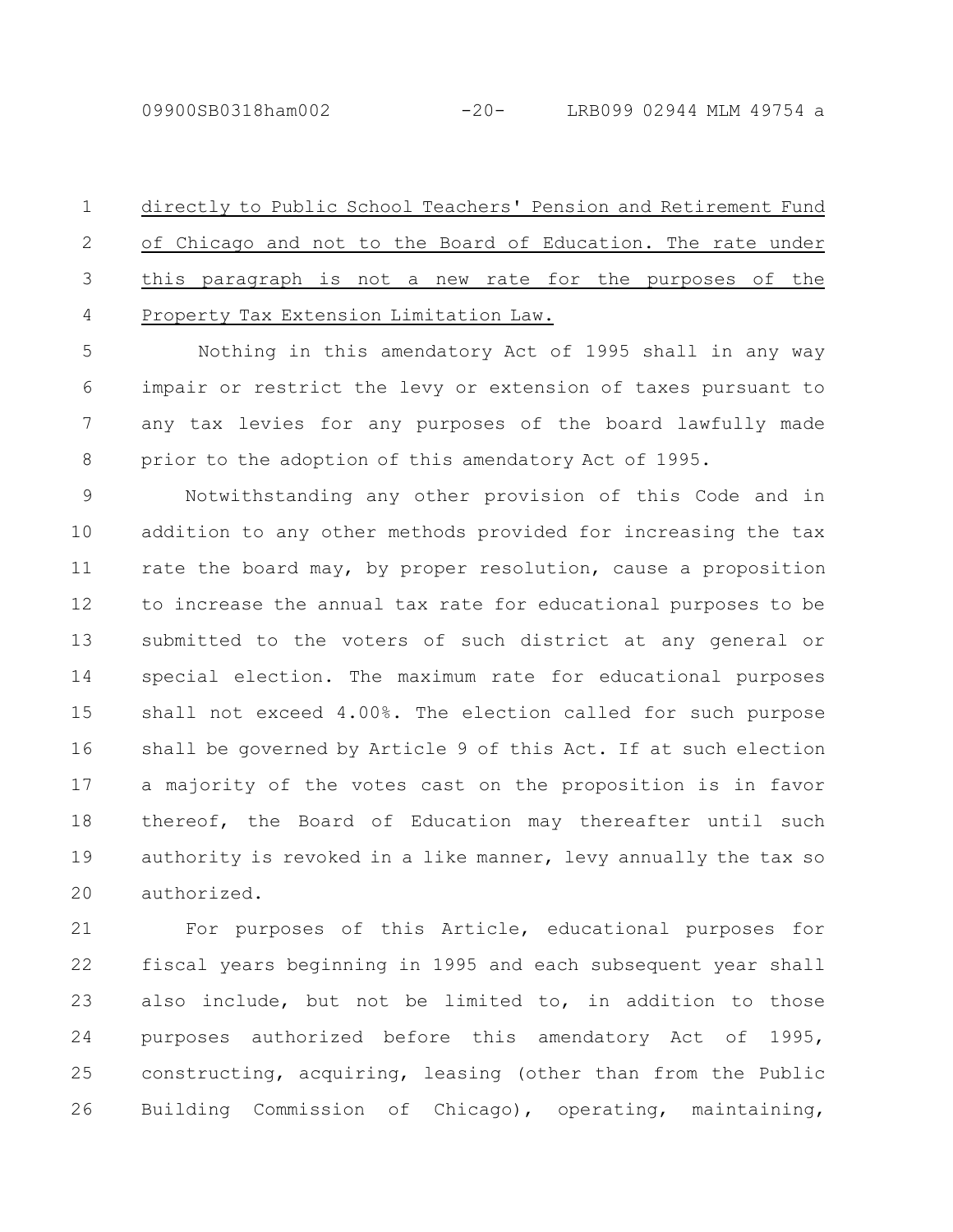directly to Public School Teachers' Pension and Retirement Fund of Chicago and not to the Board of Education. The rate under this paragraph is not a new rate for the purposes of the Property Tax Extension Limitation Law.

Nothing in this amendatory Act of 1995 shall in any way impair or restrict the levy or extension of taxes pursuant to any tax levies for any purposes of the board lawfully made prior to the adoption of this amendatory Act of 1995.

Notwithstanding any other provision of this Code and in addition to any other methods provided for increasing the tax rate the board may, by proper resolution, cause a proposition to increase the annual tax rate for educational purposes to be submitted to the voters of such district at any general or special election. The maximum rate for educational purposes shall not exceed 4.00%. The election called for such purpose shall be governed by Article 9 of this Act. If at such election a majority of the votes cast on the proposition is in favor thereof, the Board of Education may thereafter until such authority is revoked in a like manner, levy annually the tax so authorized.

For purposes of this Article, educational purposes for fiscal years beginning in 1995 and each subsequent year shall also include, but not be limited to, in addition to those purposes authorized before this amendatory Act of 1995, constructing, acquiring, leasing (other than from the Public Building Commission of Chicago), operating, maintaining,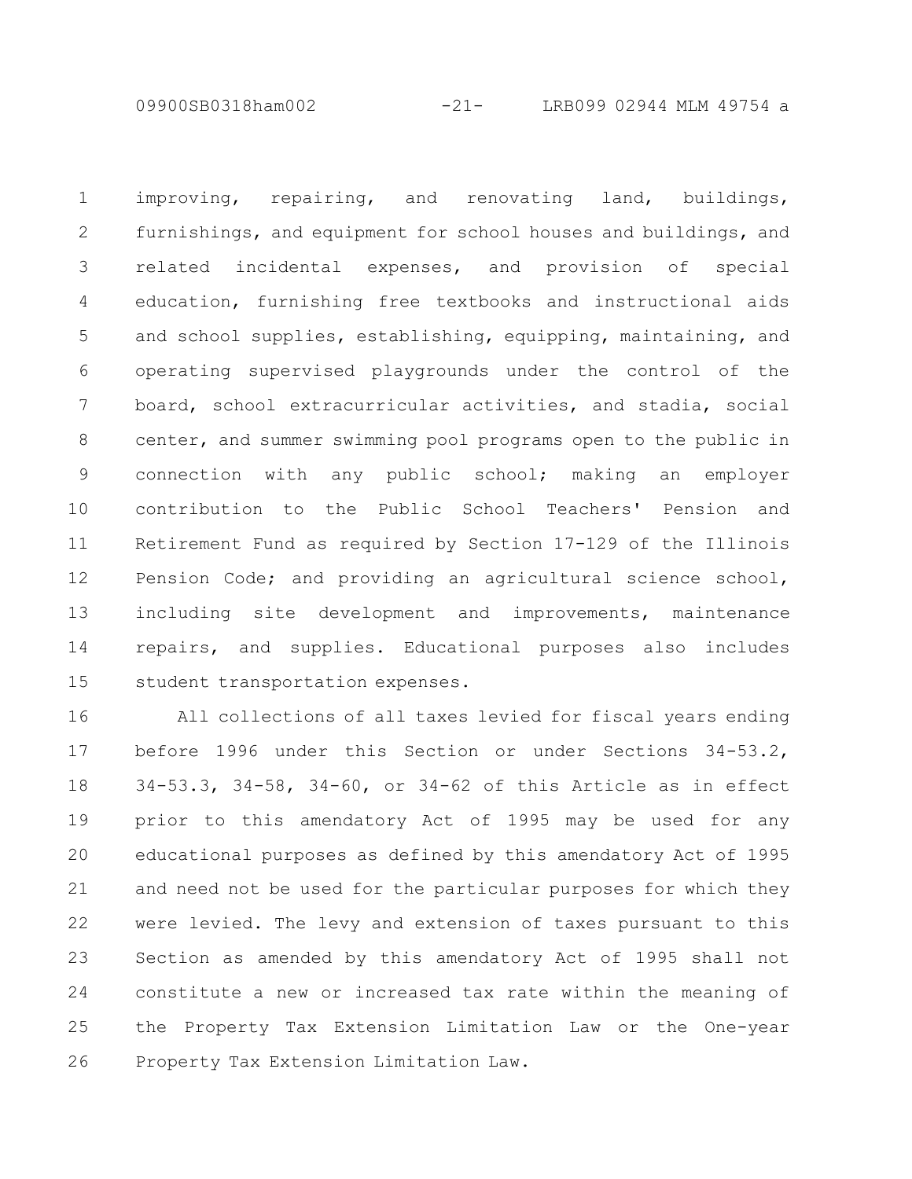improving, repairing, and renovating land, buildings, furnishings, and equipment for school houses and buildings, and related incidental expenses, and provision of special education, furnishing free textbooks and instructional aids and school supplies, establishing, equipping, maintaining, and operating supervised playgrounds under the control of the board, school extracurricular activities, and stadia, social center, and summer swimming pool programs open to the public in connection with any public school; making an employer contribution to the Public School Teachers' Pension and Retirement Fund as required by Section 17-129 of the Illinois Pension Code; and providing an agricultural science school, including site development and improvements, maintenance repairs, and supplies. Educational purposes also includes student transportation expenses.

All collections of all taxes levied for fiscal years ending before 1996 under this Section or under Sections 34-53.2, 34-53.3, 34-58, 34-60, or 34-62 of this Article as in effect prior to this amendatory Act of 1995 may be used for any educational purposes as defined by this amendatory Act of 1995 and need not be used for the particular purposes for which they were levied. The levy and extension of taxes pursuant to this Section as amended by this amendatory Act of 1995 shall not constitute a new or increased tax rate within the meaning of the Property Tax Extension Limitation Law or the One-year Property Tax Extension Limitation Law.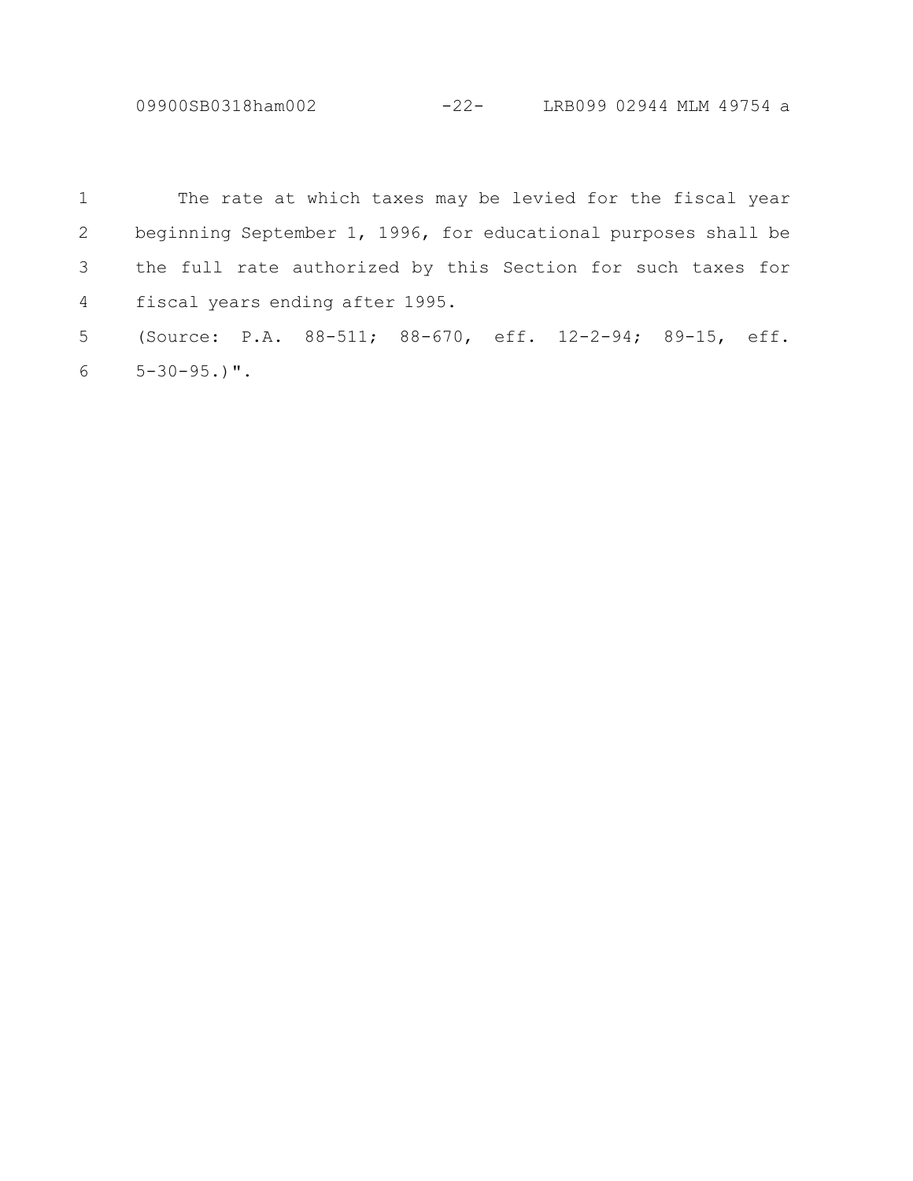The rate at which taxes may be levied for the fiscal year beginning September 1, 1996, for educational purposes shall be the full rate authorized by this Section for such taxes for fiscal years ending after 1995.

(Source: P.A. 88-511; 88-670, eff. 12-2-94; 89-15, eff. 5-30-95.)".